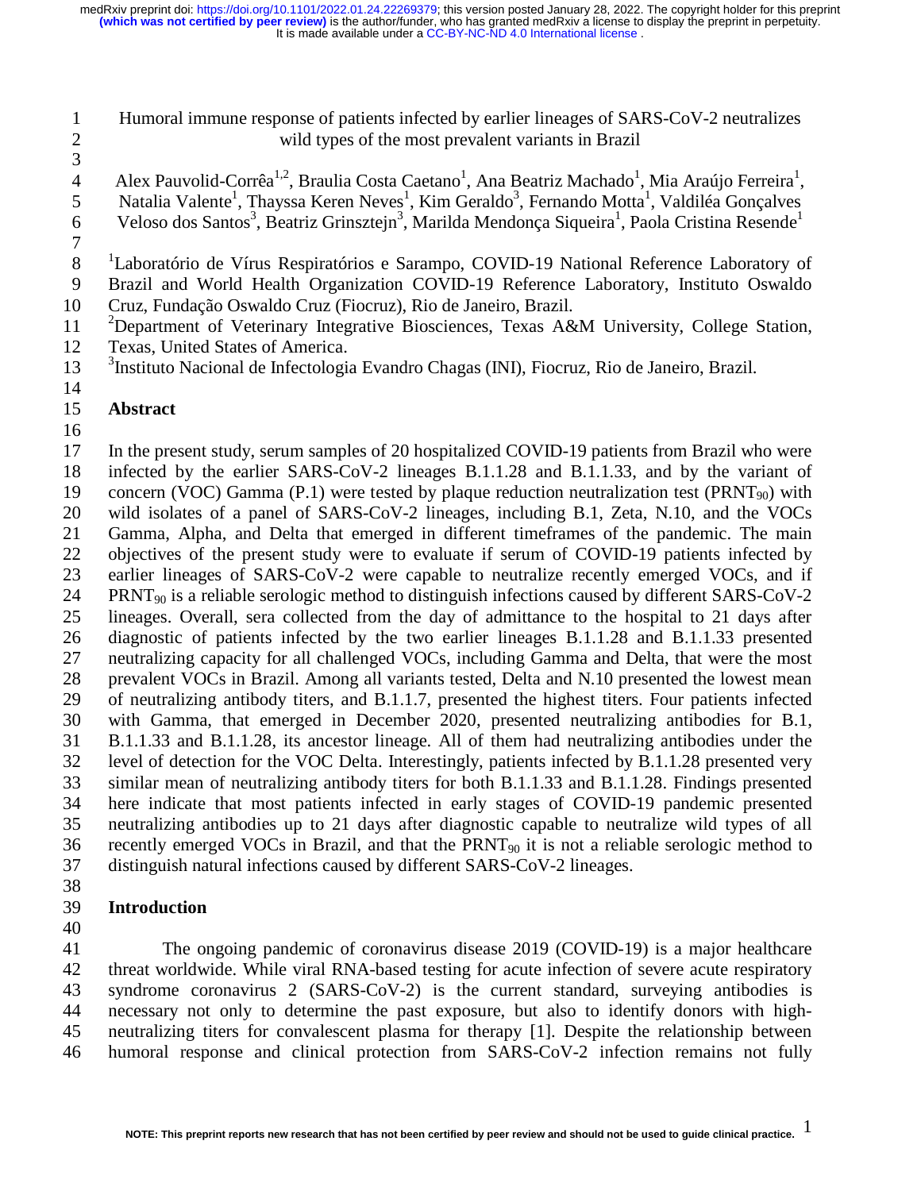# Humoral immune response of patients infected by earlier lineages of SARS-CoV-2 neutralizes wild types of the most prevalent variants in Brazil

Alex Pauvolid-Corrêa[1,2], Braulia Costa Caetano[1], Ana Beatriz Machado[1], Mia Araújo Ferreira[1], Natalia Valente[1], Thayssa Keren Neves[1], Kim Geraldo[3], Fernando Motta[1], Valdiléa Gonçalves Veloso dos Santos[3], Beatriz Grinsztejn[3], Marilda Mendonça Siqueira[1], Paola Cristina Resende[1]

[1]Laboratório de Vírus Respiratórios e Sarampo, COVID-19 National Reference Laboratory of Brazil and World Health Organization COVID-19 Reference Laboratory, Instituto Oswaldo Cruz, Fundação Oswaldo Cruz (Fiocruz), Rio de Janeiro, Brazil.

[2]Department of Veterinary Integrative Biosciences, Texas A&M University, College Station, Texas, United States of America.

[3]Instituto Nacional de Infectologia Evandro Chagas (INI), Fiocruz, Rio de Janeiro, Brazil.

## Abstract

In the present study, serum samples of 20 hospitalized COVID-19 patients from Brazil who were infected by the earlier SARS-CoV-2 lineages B.1.1.28 and B.1.1.33, and by the variant of concern (VOC) Gamma (P.1) were tested by plaque reduction neutralization test ($PRNT_{90}$) with wild isolates of a panel of SARS-CoV-2 lineages, including B.1, Zeta, N.10, and the VOCs Gamma, Alpha, and Delta that emerged in different timeframes of the pandemic. The main objectives of the present study were to evaluate if serum of COVID-19 patients infected by earlier lineages of SARS-CoV-2 were capable to neutralize recently emerged VOCs, and if $PRNT_{90}$ is a reliable serologic method to distinguish infections caused by different SARS-CoV-2 lineages. Overall, sera collected from the day of admittance to the hospital to 21 days after diagnostic of patients infected by the two earlier lineages B.1.1.28 and B.1.1.33 presented neutralizing capacity for all challenged VOCs, including Gamma and Delta, that were the most prevalent VOCs in Brazil. Among all variants tested, Delta and N.10 presented the lowest mean of neutralizing antibody titers, and B.1.1.7, presented the highest titers. Four patients infected with Gamma, that emerged in December 2020, presented neutralizing antibodies for B.1, B.1.1.33 and B.1.1.28, its ancestor lineage. All of them had neutralizing antibodies under the level of detection for the VOC Delta. Interestingly, patients infected by B.1.1.28 presented very similar mean of neutralizing antibody titers for both B.1.1.33 and B.1.1.28. Findings presented here indicate that most patients infected in early stages of COVID-19 pandemic presented neutralizing antibodies up to 21 days after diagnostic capable to neutralize wild types of all recently emerged VOCs in Brazil, and that the $PRNT_{90}$ it is not a reliable serologic method to distinguish natural infections caused by different SARS-CoV-2 lineages.

## Introduction

The ongoing pandemic of coronavirus disease 2019 (COVID-19) is a major healthcare threat worldwide. While viral RNA-based testing for acute infection of severe acute respiratory syndrome coronavirus 2 (SARS-CoV-2) is the current standard, surveying antibodies is necessary not only to determine the past exposure, but also to identify donors with high-neutralizing titers for convalescent plasma for therapy [1]. Despite the relationship between humoral response and clinical protection from SARS-CoV-2 infection remains not fully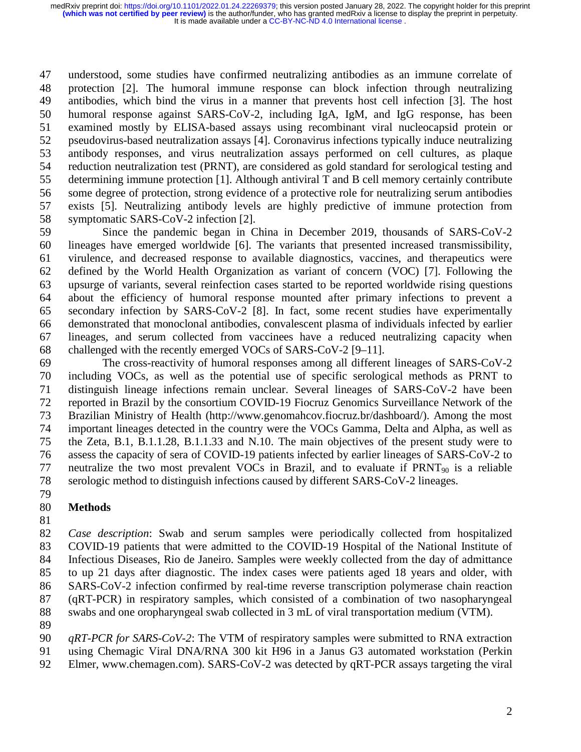understood, some studies have confirmed neutralizing antibodies as an immune correlate of protection [2]. The humoral immune response can block infection through neutralizing antibodies, which bind the virus in a manner that prevents host cell infection [3]. The host humoral response against SARS-CoV-2, including IgA, IgM, and IgG response, has been examined mostly by ELISA-based assays using recombinant viral nucleocapsid protein or pseudovirus-based neutralization assays [4]. Coronavirus infections typically induce neutralizing antibody responses, and virus neutralization assays performed on cell cultures, as plaque reduction neutralization test (PRNT), are considered as gold standard for serological testing and determining immune protection [1]. Although antiviral T and B cell memory certainly contribute some degree of protection, strong evidence of a protective role for neutralizing serum antibodies exists [5]. Neutralizing antibody levels are highly predictive of immune protection from symptomatic SARS-CoV-2 infection [2].

Since the pandemic began in China in December 2019, thousands of SARS-CoV-2 lineages have emerged worldwide [6]. The variants that presented increased transmissibility, virulence, and decreased response to available diagnostics, vaccines, and therapeutics were defined by the World Health Organization as variant of concern (VOC) [7]. Following the upsurge of variants, several reinfection cases started to be reported worldwide rising questions about the efficiency of humoral response mounted after primary infections to prevent a secondary infection by SARS-CoV-2 [8]. In fact, some recent studies have experimentally demonstrated that monoclonal antibodies, convalescent plasma of individuals infected by earlier lineages, and serum collected from vaccinees have a reduced neutralizing capacity when challenged with the recently emerged VOCs of SARS-CoV-2 [9–11].

The cross-reactivity of humoral responses among all different lineages of SARS-CoV-2 including VOCs, as well as the potential use of specific serological methods as PRNT to distinguish lineage infections remain unclear. Several lineages of SARS-CoV-2 have been reported in Brazil by the consortium COVID-19 Fiocruz Genomics Surveillance Network of the Brazilian Ministry of Health (http://www.genomahcov.fiocruz.br/dashboard/). Among the most important lineages detected in the country were the VOCs Gamma, Delta and Alpha, as well as the Zeta, B.1, B.1.1.28, B.1.1.33 and N.10. The main objectives of the present study were to assess the capacity of sera of COVID-19 patients infected by earlier lineages of SARS-CoV-2 to neutralize the two most prevalent VOCs in Brazil, and to evaluate if $PRNT_{90}$ is a reliable serologic method to distinguish infections caused by different SARS-CoV-2 lineages.

## Methods

*Case description*: Swab and serum samples were periodically collected from hospitalized COVID-19 patients that were admitted to the COVID-19 Hospital of the National Institute of Infectious Diseases, Rio de Janeiro. Samples were weekly collected from the day of admittance to up 21 days after diagnostic. The index cases were patients aged 18 years and older, with SARS-CoV-2 infection confirmed by real-time reverse transcription polymerase chain reaction (qRT-PCR) in respiratory samples, which consisted of a combination of two nasopharyngeal swabs and one oropharyngeal swab collected in 3 mL of viral transportation medium (VTM).

*qRT-PCR for SARS-CoV-2*: The VTM of respiratory samples were submitted to RNA extraction using Chemagic Viral DNA/RNA 300 kit H96 in a Janus G3 automated workstation (Perkin Elmer, www.chemagen.com). SARS-CoV-2 was detected by qRT-PCR assays targeting the viral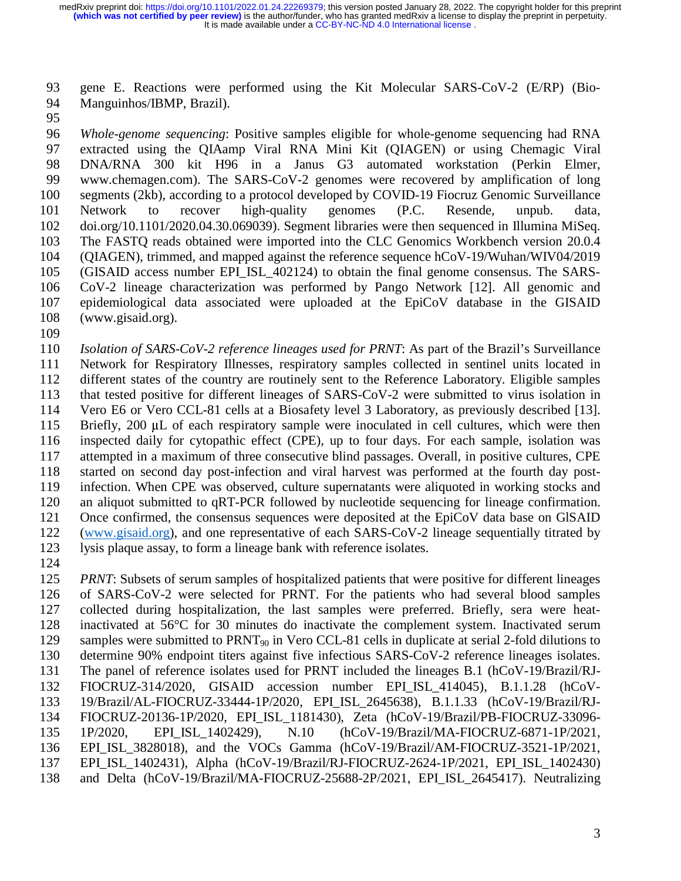gene E. Reactions were performed using the Kit Molecular SARS-CoV-2 (E/RP) (Bio-Manguinhos/IBMP, Brazil).

*Whole-genome sequencing*: Positive samples eligible for whole-genome sequencing had RNA extracted using the QIAamp Viral RNA Mini Kit (QIAGEN) or using Chemagic Viral DNA/RNA 300 kit H96 in a Janus G3 automated workstation (Perkin Elmer, www.chemagen.com). The SARS-CoV-2 genomes were recovered by amplification of long segments (2kb), according to a protocol developed by COVID-19 Fiocruz Genomic Surveillance Network to recover high-quality genomes (P.C. Resende, unpub. data, doi.org/10.1101/2020.04.30.069039). Segment libraries were then sequenced in Illumina MiSeq. The FASTQ reads obtained were imported into the CLC Genomics Workbench version 20.0.4 (QIAGEN), trimmed, and mapped against the reference sequence hCoV-19/Wuhan/WIV04/2019 (GISAID access number EPI_ISL_402124) to obtain the final genome consensus. The SARS-CoV-2 lineage characterization was performed by Pango Network [12]. All genomic and epidemiological data associated were uploaded at the EpiCoV database in the GISAID (www.gisaid.org).

*Isolation of SARS-CoV-2 reference lineages used for PRNT*: As part of the Brazil's Surveillance Network for Respiratory Illnesses, respiratory samples collected in sentinel units located in different states of the country are routinely sent to the Reference Laboratory. Eligible samples that tested positive for different lineages of SARS-CoV-2 were submitted to virus isolation in Vero E6 or Vero CCL-81 cells at a Biosafety level 3 Laboratory, as previously described [13]. Briefly, 200 μL of each respiratory sample were inoculated in cell cultures, which were then inspected daily for cytopathic effect (CPE), up to four days. For each sample, isolation was attempted in a maximum of three consecutive blind passages. Overall, in positive cultures, CPE started on second day post-infection and viral harvest was performed at the fourth day post-infection. When CPE was observed, culture supernatants were aliquoted in working stocks and an aliquot submitted to qRT-PCR followed by nucleotide sequencing for lineage confirmation. Once confirmed, the consensus sequences were deposited at the EpiCoV data base on GlSAID (www.gisaid.org), and one representative of each SARS-CoV-2 lineage sequentially titrated by lysis plaque assay, to form a lineage bank with reference isolates.

*PRNT*: Subsets of serum samples of hospitalized patients that were positive for different lineages of SARS-CoV-2 were selected for PRNT. For the patients who had several blood samples collected during hospitalization, the last samples were preferred. Briefly, sera were heat-inactivated at 56°C for 30 minutes do inactivate the complement system. Inactivated serum samples were submitted to $PRNT_{90}$ in Vero CCL-81 cells in duplicate at serial 2-fold dilutions to determine 90% endpoint titers against five infectious SARS-CoV-2 reference lineages isolates. The panel of reference isolates used for PRNT included the lineages B.1 (hCoV-19/Brazil/RJ-FIOCRUZ-314/2020, GISAID accession number EPI_ISL_414045), B.1.1.28 (hCoV-19/Brazil/AL-FIOCRUZ-33444-1P/2020, EPI_ISL_2645638), B.1.1.33 (hCoV-19/Brazil/RJ-FIOCRUZ-20136-1P/2020, EPI_ISL_1181430), Zeta (hCoV-19/Brazil/PB-FIOCRUZ-33096-1P/2020, EPI_ISL_1402429), N.10 (hCoV-19/Brazil/MA-FIOCRUZ-6871-1P/2021, EPI_ISL_3828018), and the VOCs Gamma (hCoV-19/Brazil/AM-FIOCRUZ-3521-1P/2021, EPI_ISL_1402431), Alpha (hCoV-19/Brazil/RJ-FIOCRUZ-2624-1P/2021, EPI_ISL_1402430) and Delta (hCoV-19/Brazil/MA-FIOCRUZ-25688-2P/2021, EPI_ISL_2645417). Neutralizing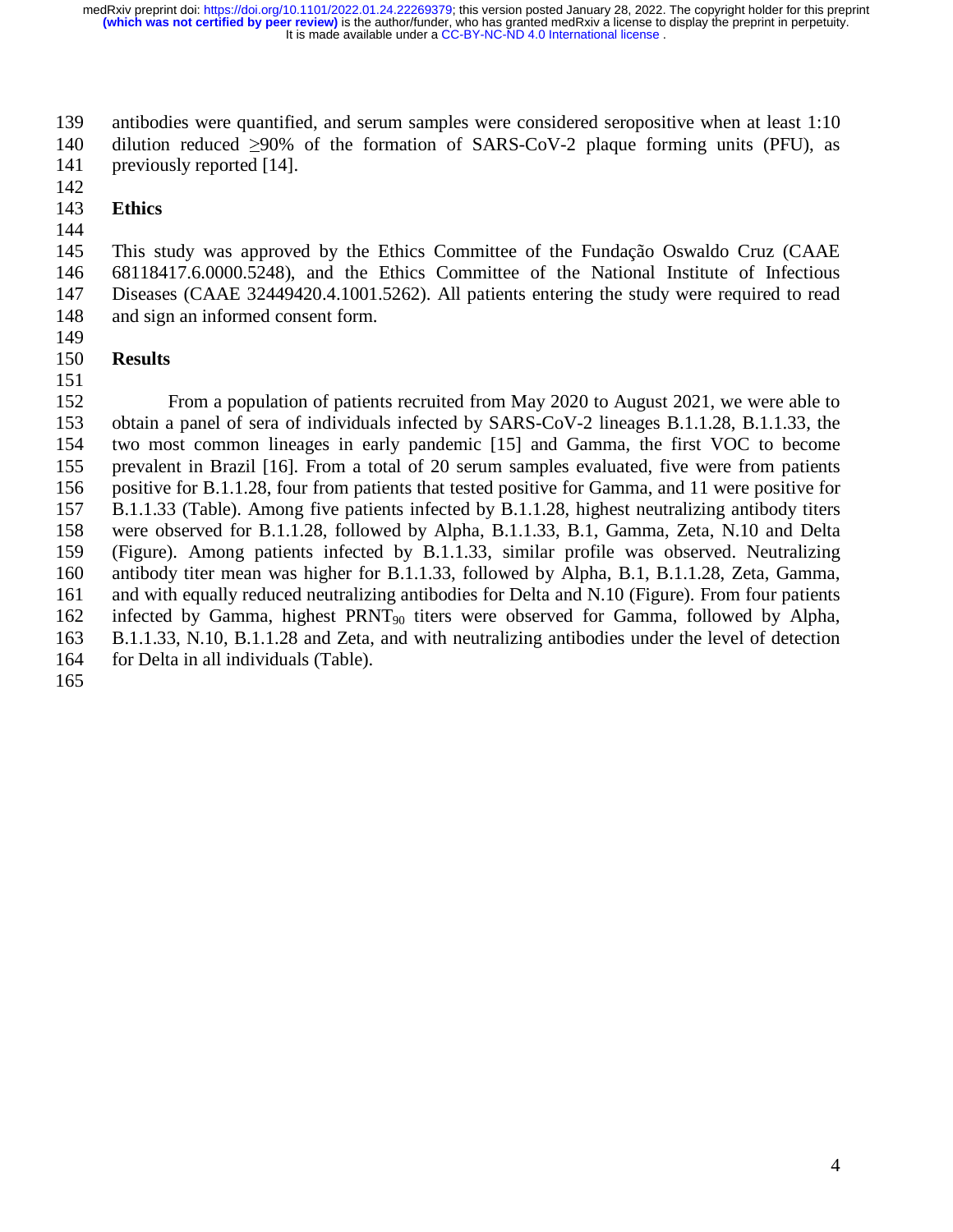antibodies were quantified, and serum samples were considered seropositive when at least 1:10 dilution reduced ≥90% of the formation of SARS-CoV-2 plaque forming units (PFU), as previously reported [14].

## Ethics

This study was approved by the Ethics Committee of the Fundação Oswaldo Cruz (CAAE 68118417.6.0000.5248), and the Ethics Committee of the National Institute of Infectious Diseases (CAAE 32449420.4.1001.5262). All patients entering the study were required to read and sign an informed consent form.

## Results

From a population of patients recruited from May 2020 to August 2021, we were able to obtain a panel of sera of individuals infected by SARS-CoV-2 lineages B.1.1.28, B.1.1.33, the two most common lineages in early pandemic [15] and Gamma, the first VOC to become prevalent in Brazil [16]. From a total of 20 serum samples evaluated, five were from patients positive for B.1.1.28, four from patients that tested positive for Gamma, and 11 were positive for B.1.1.33 (Table). Among five patients infected by B.1.1.28, highest neutralizing antibody titers were observed for B.1.1.28, followed by Alpha, B.1.1.33, B.1, Gamma, Zeta, N.10 and Delta (Figure). Among patients infected by B.1.1.33, similar profile was observed. Neutralizing antibody titer mean was higher for B.1.1.33, followed by Alpha, B.1, B.1.1.28, Zeta, Gamma, and with equally reduced neutralizing antibodies for Delta and N.10 (Figure). From four patients infected by Gamma, highest $PRNT_{90}$ titers were observed for Gamma, followed by Alpha, B.1.1.33, N.10, B.1.1.28 and Zeta, and with neutralizing antibodies under the level of detection for Delta in all individuals (Table).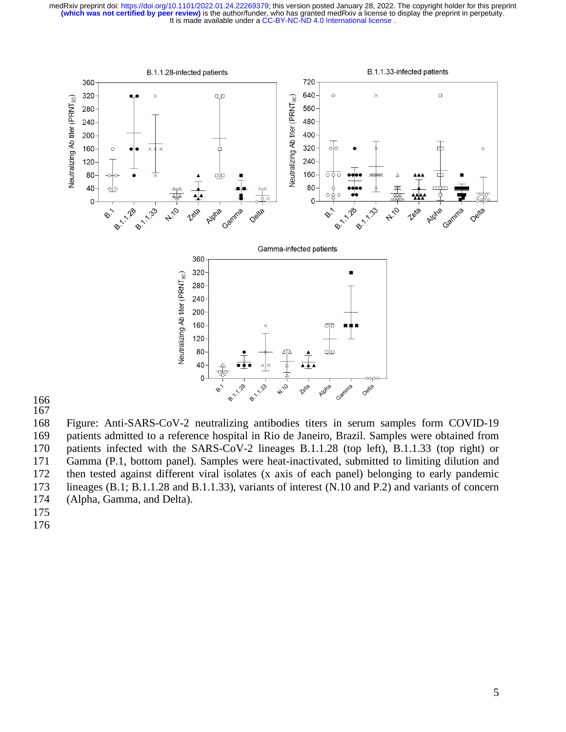Figure: Anti-SARS-CoV-2 neutralizing antibodies titers in serum samples form COVID-19 patients admitted to a reference hospital in Rio de Janeiro, Brazil. Samples were obtained from patients infected with the SARS-CoV-2 lineages B.1.1.28 (top left), B.1.1.33 (top right) or Gamma (P.1, bottom panel). Samples were heat-inactivated, submitted to limiting dilution and then tested against different viral isolates (x axis of each panel) belonging to early pandemic lineages (B.1; B.1.1.28 and B.1.1.33), variants of interest (N.10 and P.2) and variants of concern (Alpha, Gamma, and Delta).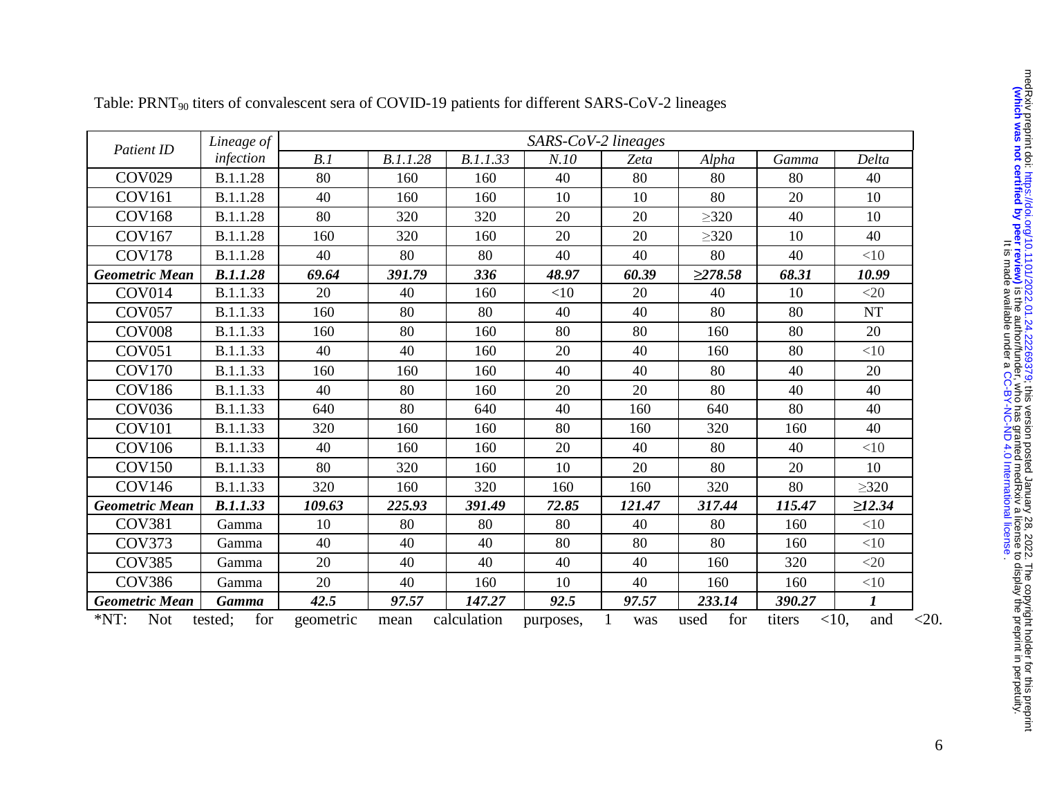Table: $PRNT_{90}$ titers of convalescent sera of COVID-19 patients for different SARS-CoV-2 lineages

| *Patient ID* | *Lineage of infection* | *SARS-CoV-2 lineages* | | | | | | | |
|---|---|---|---|---|---|---|---|---|---|
| | | *B.1* | *B.1.1.28* | *B.1.1.33* | *N.10* | *Zeta* | *Alpha* | *Gamma* | *Delta* |
| COV029 | B.1.1.28 | 80 | 160 | 160 | 40 | 80 | 80 | 80 | 40 |
| COV161 | B.1.1.28 | 40 | 160 | 160 | 10 | 10 | 80 | 20 | 10 |
| COV168 | B.1.1.28 | 80 | 320 | 320 | 20 | 20 | ≥320 | 40 | 10 |
| COV167 | B.1.1.28 | 160 | 320 | 160 | 20 | 20 | ≥320 | 10 | 40 |
| COV178 | B.1.1.28 | 40 | 80 | 80 | 40 | 40 | 80 | 40 | <10 |
| ***Geometric Mean*** | ***B.1.1.28*** | ***69.64*** | ***391.79*** | ***336*** | ***48.97*** | ***60.39*** | ***≥278.58*** | ***68.31*** | ***10.99*** |
| COV014 | B.1.1.33 | 20 | 40 | 160 | <10 | 20 | 40 | 10 | <20 |
| COV057 | B.1.1.33 | 160 | 80 | 80 | 40 | 40 | 80 | 80 | NT |
| COV008 | B.1.1.33 | 160 | 80 | 160 | 80 | 80 | 160 | 80 | 20 |
| COV051 | B.1.1.33 | 40 | 40 | 160 | 20 | 40 | 160 | 80 | <10 |
| COV170 | B.1.1.33 | 160 | 160 | 160 | 40 | 40 | 80 | 40 | 20 |
| COV186 | B.1.1.33 | 40 | 80 | 160 | 20 | 20 | 80 | 40 | 40 |
| COV036 | B.1.1.33 | 640 | 80 | 640 | 40 | 160 | 640 | 80 | 40 |
| COV101 | B.1.1.33 | 320 | 160 | 160 | 80 | 160 | 320 | 160 | 40 |
| COV106 | B.1.1.33 | 40 | 160 | 160 | 20 | 40 | 80 | 40 | <10 |
| COV150 | B.1.1.33 | 80 | 320 | 160 | 10 | 20 | 80 | 20 | 10 |
| COV146 | B.1.1.33 | 320 | 160 | 320 | 160 | 160 | 320 | 80 | ≥320 |
| ***Geometric Mean*** | ***B.1.1.33*** | ***109.63*** | ***225.93*** | ***391.49*** | ***72.85*** | ***121.47*** | ***317.44*** | ***115.47*** | ***≥12.34*** |
| COV381 | Gamma | 10 | 80 | 80 | 80 | 40 | 80 | 160 | <10 |
| COV373 | Gamma | 40 | 40 | 40 | 80 | 80 | 80 | 160 | <10 |
| COV385 | Gamma | 20 | 40 | 40 | 40 | 40 | 160 | 320 | <20 |
| COV386 | Gamma | 20 | 40 | 160 | 10 | 40 | 160 | 160 | <10 |
| ***Geometric Mean*** | ***Gamma*** | ***42.5*** | ***97.57*** | ***147.27*** | ***92.5*** | ***97.57*** | ***233.14*** | ***390.27*** | ***1*** |

*NT: Not tested; for geometric mean calculation purposes, 1 was used for titers <10, and <20.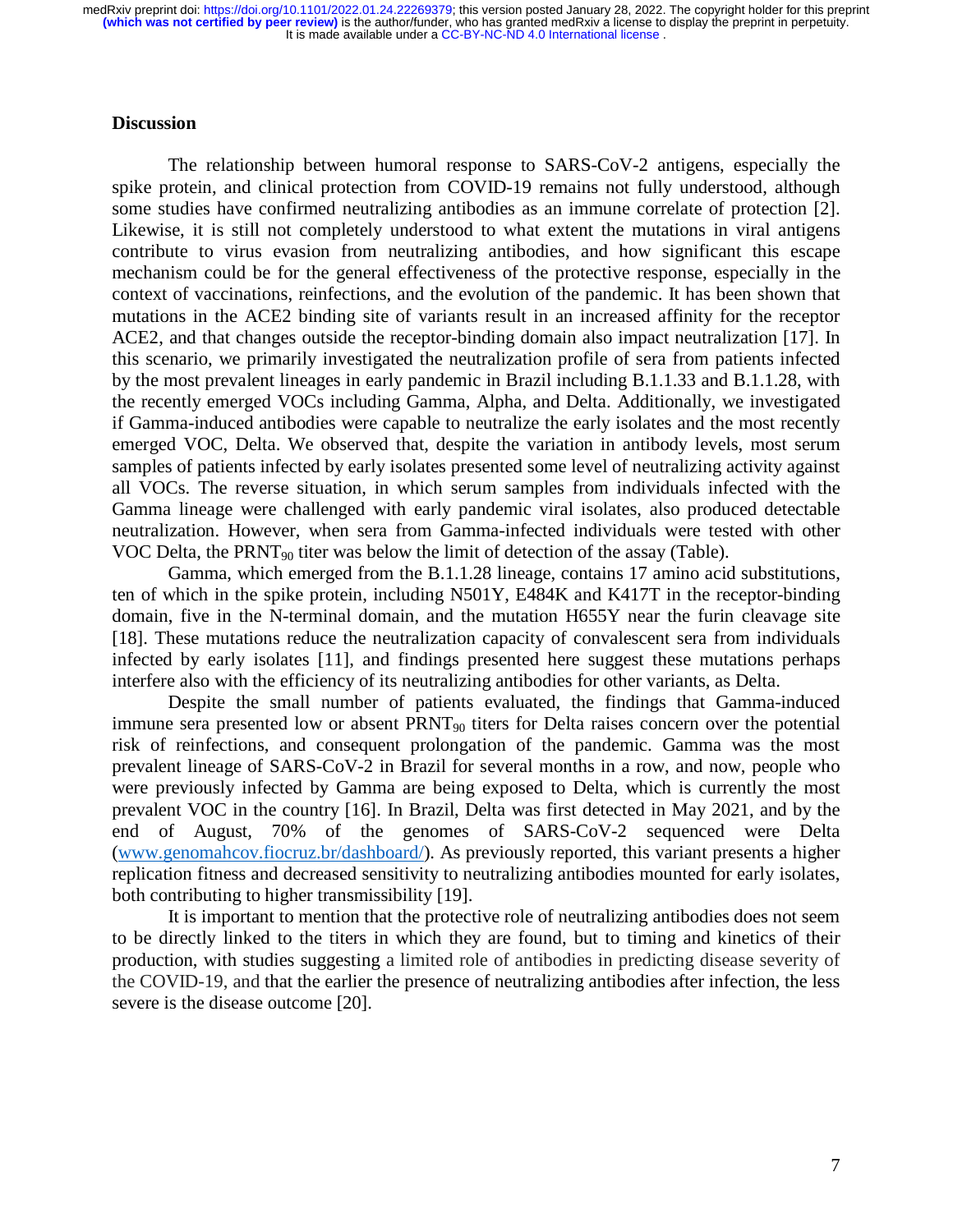## Discussion

The relationship between humoral response to SARS-CoV-2 antigens, especially the spike protein, and clinical protection from COVID-19 remains not fully understood, although some studies have confirmed neutralizing antibodies as an immune correlate of protection [2]. Likewise, it is still not completely understood to what extent the mutations in viral antigens contribute to virus evasion from neutralizing antibodies, and how significant this escape mechanism could be for the general effectiveness of the protective response, especially in the context of vaccinations, reinfections, and the evolution of the pandemic. It has been shown that mutations in the ACE2 binding site of variants result in an increased affinity for the receptor ACE2, and that changes outside the receptor-binding domain also impact neutralization [17]. In this scenario, we primarily investigated the neutralization profile of sera from patients infected by the most prevalent lineages in early pandemic in Brazil including B.1.1.33 and B.1.1.28, with the recently emerged VOCs including Gamma, Alpha, and Delta. Additionally, we investigated if Gamma-induced antibodies were capable to neutralize the early isolates and the most recently emerged VOC, Delta. We observed that, despite the variation in antibody levels, most serum samples of patients infected by early isolates presented some level of neutralizing activity against all VOCs. The reverse situation, in which serum samples from individuals infected with the Gamma lineage were challenged with early pandemic viral isolates, also produced detectable neutralization. However, when sera from Gamma-infected individuals were tested with other VOC Delta, the $PRNT_{90}$ titer was below the limit of detection of the assay (Table).

Gamma, which emerged from the B.1.1.28 lineage, contains 17 amino acid substitutions, ten of which in the spike protein, including N501Y, E484K and K417T in the receptor-binding domain, five in the N-terminal domain, and the mutation H655Y near the furin cleavage site [18]. These mutations reduce the neutralization capacity of convalescent sera from individuals infected by early isolates [11], and findings presented here suggest these mutations perhaps interfere also with the efficiency of its neutralizing antibodies for other variants, as Delta.

Despite the small number of patients evaluated, the findings that Gamma-induced immune sera presented low or absent $PRNT_{90}$ titers for Delta raises concern over the potential risk of reinfections, and consequent prolongation of the pandemic. Gamma was the most prevalent lineage of SARS-CoV-2 in Brazil for several months in a row, and now, people who were previously infected by Gamma are being exposed to Delta, which is currently the most prevalent VOC in the country [16]. In Brazil, Delta was first detected in May 2021, and by the end of August, 70% of the genomes of SARS-CoV-2 sequenced were Delta (www.genomahcov.fiocruz.br/dashboard/). As previously reported, this variant presents a higher replication fitness and decreased sensitivity to neutralizing antibodies mounted for early isolates, both contributing to higher transmissibility [19].

It is important to mention that the protective role of neutralizing antibodies does not seem to be directly linked to the titers in which they are found, but to timing and kinetics of their production, with studies suggesting a limited role of antibodies in predicting disease severity of the COVID-19, and that the earlier the presence of neutralizing antibodies after infection, the less severe is the disease outcome [20].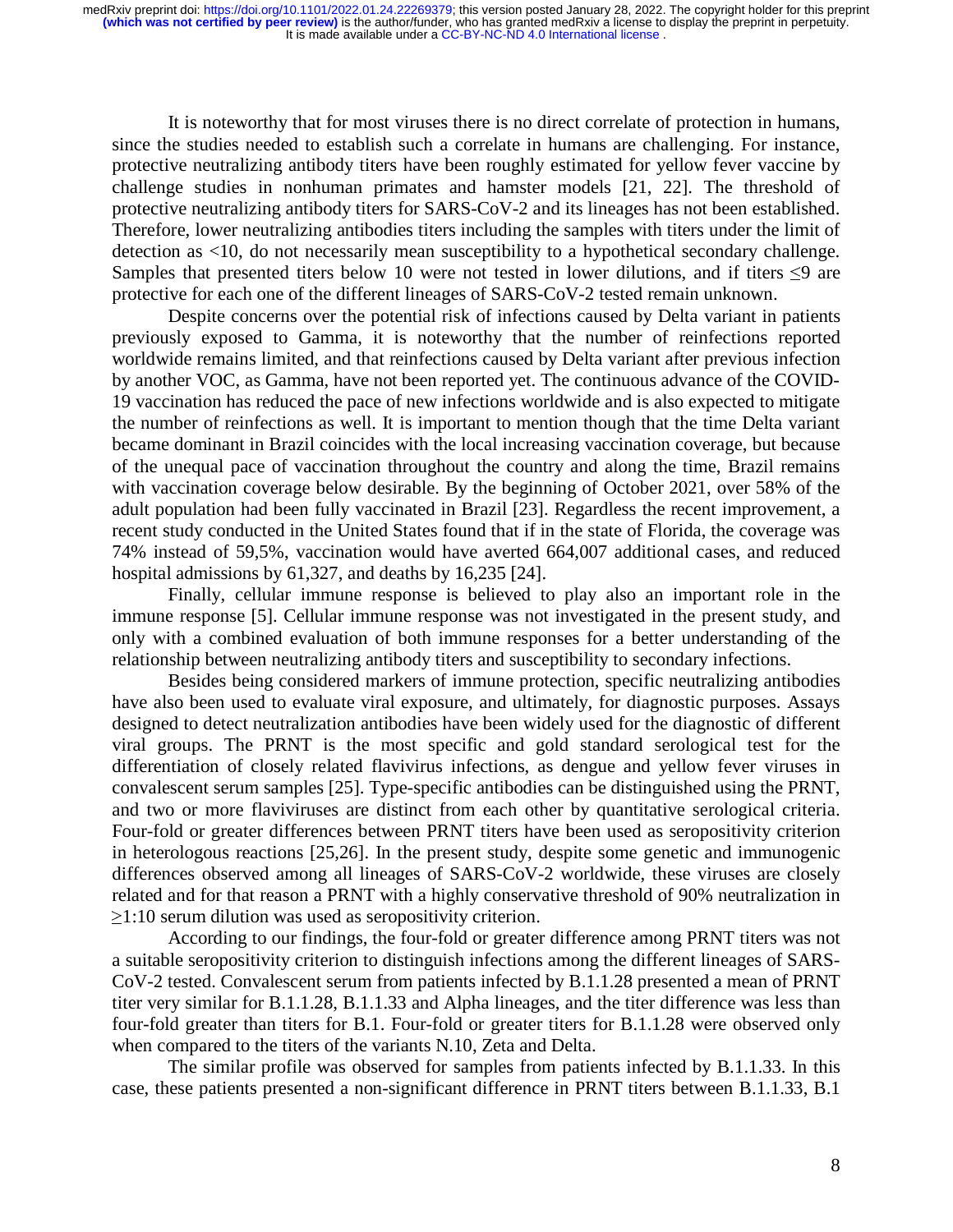It is noteworthy that for most viruses there is no direct correlate of protection in humans, since the studies needed to establish such a correlate in humans are challenging. For instance, protective neutralizing antibody titers have been roughly estimated for yellow fever vaccine by challenge studies in nonhuman primates and hamster models [21, 22]. The threshold of protective neutralizing antibody titers for SARS-CoV-2 and its lineages has not been established. Therefore, lower neutralizing antibodies titers including the samples with titers under the limit of detection as <10, do not necessarily mean susceptibility to a hypothetical secondary challenge. Samples that presented titers below 10 were not tested in lower dilutions, and if titers ≤9 are protective for each one of the different lineages of SARS-CoV-2 tested remain unknown.

Despite concerns over the potential risk of infections caused by Delta variant in patients previously exposed to Gamma, it is noteworthy that the number of reinfections reported worldwide remains limited, and that reinfections caused by Delta variant after previous infection by another VOC, as Gamma, have not been reported yet. The continuous advance of the COVID-19 vaccination has reduced the pace of new infections worldwide and is also expected to mitigate the number of reinfections as well. It is important to mention though that the time Delta variant became dominant in Brazil coincides with the local increasing vaccination coverage, but because of the unequal pace of vaccination throughout the country and along the time, Brazil remains with vaccination coverage below desirable. By the beginning of October 2021, over 58% of the adult population had been fully vaccinated in Brazil [23]. Regardless the recent improvement, a recent study conducted in the United States found that if in the state of Florida, the coverage was 74% instead of 59,5%, vaccination would have averted 664,007 additional cases, and reduced hospital admissions by 61,327, and deaths by 16,235 [24].

Finally, cellular immune response is believed to play also an important role in the immune response [5]. Cellular immune response was not investigated in the present study, and only with a combined evaluation of both immune responses for a better understanding of the relationship between neutralizing antibody titers and susceptibility to secondary infections.

Besides being considered markers of immune protection, specific neutralizing antibodies have also been used to evaluate viral exposure, and ultimately, for diagnostic purposes. Assays designed to detect neutralization antibodies have been widely used for the diagnostic of different viral groups. The PRNT is the most specific and gold standard serological test for the differentiation of closely related flavivirus infections, as dengue and yellow fever viruses in convalescent serum samples [25]. Type-specific antibodies can be distinguished using the PRNT, and two or more flaviviruses are distinct from each other by quantitative serological criteria. Four-fold or greater differences between PRNT titers have been used as seropositivity criterion in heterologous reactions [25,26]. In the present study, despite some genetic and immunogenic differences observed among all lineages of SARS-CoV-2 worldwide, these viruses are closely related and for that reason a PRNT with a highly conservative threshold of 90% neutralization in ≥1:10 serum dilution was used as seropositivity criterion.

According to our findings, the four-fold or greater difference among PRNT titers was not a suitable seropositivity criterion to distinguish infections among the different lineages of SARS-CoV-2 tested. Convalescent serum from patients infected by B.1.1.28 presented a mean of PRNT titer very similar for B.1.1.28, B.1.1.33 and Alpha lineages, and the titer difference was less than four-fold greater than titers for B.1. Four-fold or greater titers for B.1.1.28 were observed only when compared to the titers of the variants N.10, Zeta and Delta.

The similar profile was observed for samples from patients infected by B.1.1.33. In this case, these patients presented a non-significant difference in PRNT titers between B.1.1.33, B.1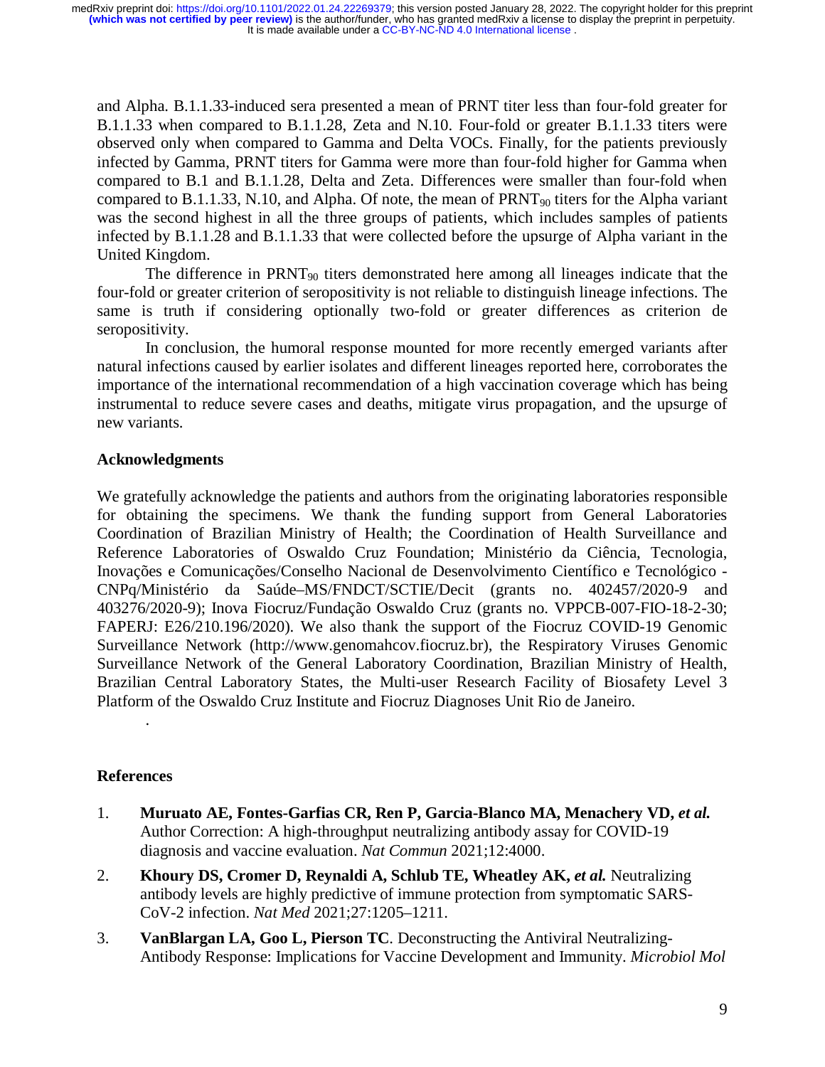and Alpha. B.1.1.33-induced sera presented a mean of PRNT titer less than four-fold greater for B.1.1.33 when compared to B.1.1.28, Zeta and N.10. Four-fold or greater B.1.1.33 titers were observed only when compared to Gamma and Delta VOCs. Finally, for the patients previously infected by Gamma, PRNT titers for Gamma were more than four-fold higher for Gamma when compared to B.1 and B.1.1.28, Delta and Zeta. Differences were smaller than four-fold when compared to B.1.1.33, N.10, and Alpha. Of note, the mean of $PRNT_{90}$ titers for the Alpha variant was the second highest in all the three groups of patients, which includes samples of patients infected by B.1.1.28 and B.1.1.33 that were collected before the upsurge of Alpha variant in the United Kingdom.

The difference in $PRNT_{90}$ titers demonstrated here among all lineages indicate that the four-fold or greater criterion of seropositivity is not reliable to distinguish lineage infections. The same is truth if considering optionally two-fold or greater differences as criterion de seropositivity.

In conclusion, the humoral response mounted for more recently emerged variants after natural infections caused by earlier isolates and different lineages reported here, corroborates the importance of the international recommendation of a high vaccination coverage which has being instrumental to reduce severe cases and deaths, mitigate virus propagation, and the upsurge of new variants.

## Acknowledgments

We gratefully acknowledge the patients and authors from the originating laboratories responsible for obtaining the specimens. We thank the funding support from General Laboratories Coordination of Brazilian Ministry of Health; the Coordination of Health Surveillance and Reference Laboratories of Oswaldo Cruz Foundation; Ministério da Ciência, Tecnologia, Inovações e Comunicações/Conselho Nacional de Desenvolvimento Científico e Tecnológico - CNPq/Ministério da Saúde–MS/FNDCT/SCTIE/Decit (grants no. 402457/2020-9 and 403276/2020-9); Inova Fiocruz/Fundação Oswaldo Cruz (grants no. VPPCB-007-FIO-18-2-30; FAPERJ: E26/210.196/2020). We also thank the support of the Fiocruz COVID-19 Genomic Surveillance Network (http://www.genomahcov.fiocruz.br), the Respiratory Viruses Genomic Surveillance Network of the General Laboratory Coordination, Brazilian Ministry of Health, Brazilian Central Laboratory States, the Multi-user Research Facility of Biosafety Level 3 Platform of the Oswaldo Cruz Institute and Fiocruz Diagnoses Unit Rio de Janeiro.

.

## References

1. **Muruato AE, Fontes-Garfias CR, Ren P, Garcia-Blanco MA, Menachery VD, *et al.*** Author Correction: A high-throughput neutralizing antibody assay for COVID-19 diagnosis and vaccine evaluation. *Nat Commun* 2021;12:4000.
2. **Khoury DS, Cromer D, Reynaldi A, Schlub TE, Wheatley AK, *et al.*** Neutralizing antibody levels are highly predictive of immune protection from symptomatic SARS-CoV-2 infection. *Nat Med* 2021;27:1205–1211.
3. **VanBlargan LA, Goo L, Pierson TC**. Deconstructing the Antiviral Neutralizing-Antibody Response: Implications for Vaccine Development and Immunity. *Microbiol Mol*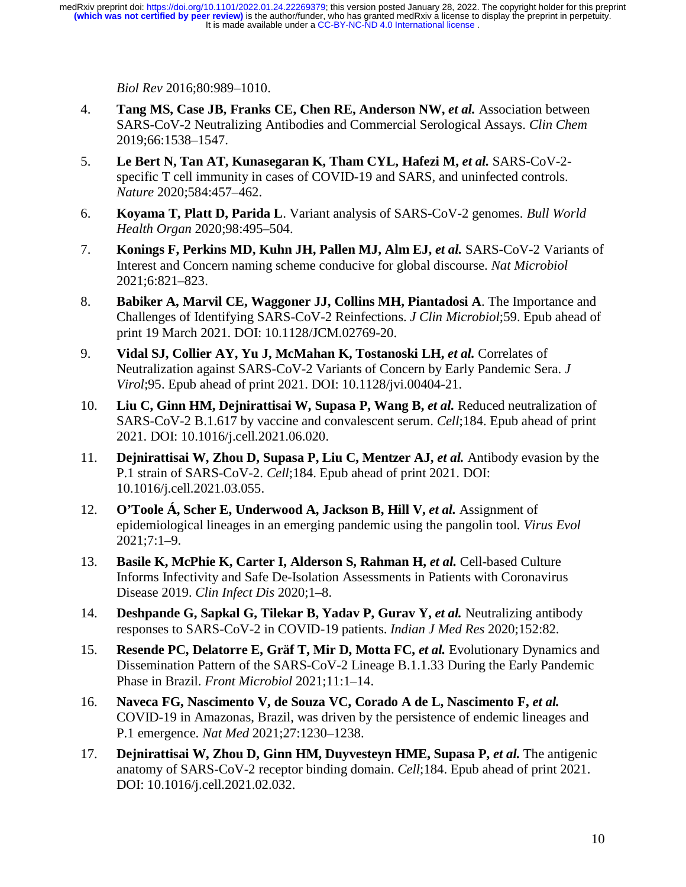*Biol Rev* 2016;80:989–1010.

4. **Tang MS, Case JB, Franks CE, Chen RE, Anderson NW, *et al.*** Association between SARS-CoV-2 Neutralizing Antibodies and Commercial Serological Assays. *Clin Chem* 2019;66:1538–1547.
5. **Le Bert N, Tan AT, Kunasegaran K, Tham CYL, Hafezi M, *et al.*** SARS-CoV-2-specific T cell immunity in cases of COVID-19 and SARS, and uninfected controls. *Nature* 2020;584:457–462.
6. **Koyama T, Platt D, Parida L**. Variant analysis of SARS-CoV-2 genomes. *Bull World Health Organ* 2020;98:495–504.
7. **Konings F, Perkins MD, Kuhn JH, Pallen MJ, Alm EJ, *et al.*** SARS-CoV-2 Variants of Interest and Concern naming scheme conducive for global discourse. *Nat Microbiol* 2021;6:821–823.
8. **Babiker A, Marvil CE, Waggoner JJ, Collins MH, Piantadosi A**. The Importance and Challenges of Identifying SARS-CoV-2 Reinfections. *J Clin Microbiol*;59. Epub ahead of print 19 March 2021. DOI: 10.1128/JCM.02769-20.
9. **Vidal SJ, Collier AY, Yu J, McMahan K, Tostanoski LH, *et al.*** Correlates of Neutralization against SARS-CoV-2 Variants of Concern by Early Pandemic Sera. *J Virol*;95. Epub ahead of print 2021. DOI: 10.1128/jvi.00404-21.
10. **Liu C, Ginn HM, Dejnirattisai W, Supasa P, Wang B, *et al.*** Reduced neutralization of SARS-CoV-2 B.1.617 by vaccine and convalescent serum. *Cell*;184. Epub ahead of print 2021. DOI: 10.1016/j.cell.2021.06.020.
11. **Dejnirattisai W, Zhou D, Supasa P, Liu C, Mentzer AJ, *et al.*** Antibody evasion by the P.1 strain of SARS-CoV-2. *Cell*;184. Epub ahead of print 2021. DOI: 10.1016/j.cell.2021.03.055.
12. **O'Toole Á, Scher E, Underwood A, Jackson B, Hill V, *et al.*** Assignment of epidemiological lineages in an emerging pandemic using the pangolin tool. *Virus Evol* 2021;7:1–9.
13. **Basile K, McPhie K, Carter I, Alderson S, Rahman H, *et al.*** Cell-based Culture Informs Infectivity and Safe De-Isolation Assessments in Patients with Coronavirus Disease 2019. *Clin Infect Dis* 2020;1–8.
14. **Deshpande G, Sapkal G, Tilekar B, Yadav P, Gurav Y, *et al.*** Neutralizing antibody responses to SARS-CoV-2 in COVID-19 patients. *Indian J Med Res* 2020;152:82.
15. **Resende PC, Delatorre E, Gräf T, Mir D, Motta FC, *et al.*** Evolutionary Dynamics and Dissemination Pattern of the SARS-CoV-2 Lineage B.1.1.33 During the Early Pandemic Phase in Brazil. *Front Microbiol* 2021;11:1–14.
16. **Naveca FG, Nascimento V, de Souza VC, Corado A de L, Nascimento F, *et al.*** COVID-19 in Amazonas, Brazil, was driven by the persistence of endemic lineages and P.1 emergence. *Nat Med* 2021;27:1230–1238.
17. **Dejnirattisai W, Zhou D, Ginn HM, Duyvesteyn HME, Supasa P, *et al.*** The antigenic anatomy of SARS-CoV-2 receptor binding domain. *Cell*;184. Epub ahead of print 2021. DOI: 10.1016/j.cell.2021.02.032.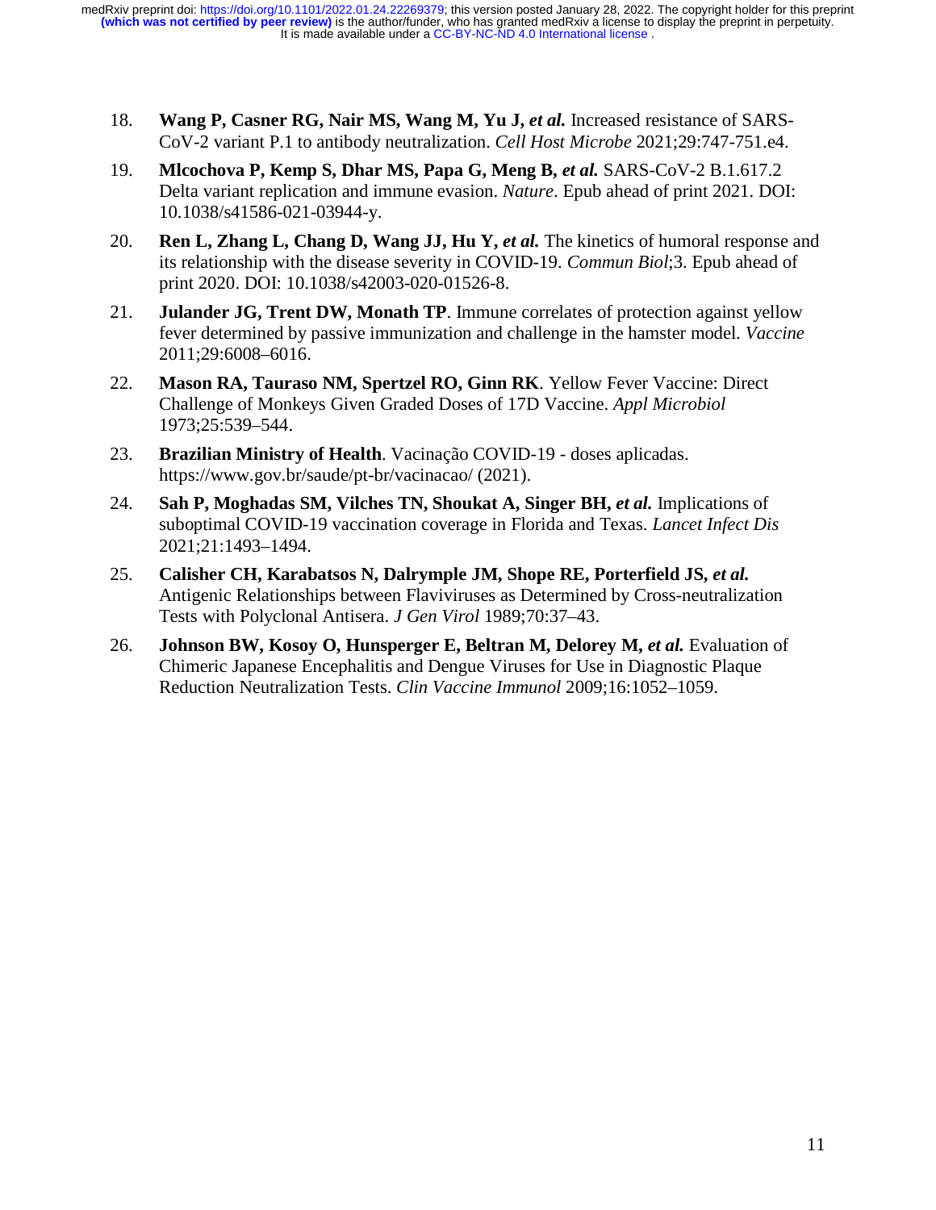18. **Wang P, Casner RG, Nair MS, Wang M, Yu J, *et al.*** Increased resistance of SARS-CoV-2 variant P.1 to antibody neutralization. *Cell Host Microbe* 2021;29:747-751.e4.

19. **Mlcochova P, Kemp S, Dhar MS, Papa G, Meng B, *et al.*** SARS-CoV-2 B.1.617.2 Delta variant replication and immune evasion. *Nature*. Epub ahead of print 2021. DOI: 10.1038/s41586-021-03944-y.

20. **Ren L, Zhang L, Chang D, Wang JJ, Hu Y, *et al.*** The kinetics of humoral response and its relationship with the disease severity in COVID-19. *Commun Biol*;3. Epub ahead of print 2020. DOI: 10.1038/s42003-020-01526-8.

21. **Julander JG, Trent DW, Monath TP**. Immune correlates of protection against yellow fever determined by passive immunization and challenge in the hamster model. *Vaccine* 2011;29:6008–6016.

22. **Mason RA, Tauraso NM, Spertzel RO, Ginn RK**. Yellow Fever Vaccine: Direct Challenge of Monkeys Given Graded Doses of 17D Vaccine. *Appl Microbiol* 1973;25:539–544.

23. **Brazilian Ministry of Health**. Vacinação COVID-19 - doses aplicadas. https://www.gov.br/saude/pt-br/vacinacao/ (2021).

24. **Sah P, Moghadas SM, Vilches TN, Shoukat A, Singer BH, *et al.*** Implications of suboptimal COVID-19 vaccination coverage in Florida and Texas. *Lancet Infect Dis* 2021;21:1493–1494.

25. **Calisher CH, Karabatsos N, Dalrymple JM, Shope RE, Porterfield JS, *et al.*** Antigenic Relationships between Flaviviruses as Determined by Cross-neutralization Tests with Polyclonal Antisera. *J Gen Virol* 1989;70:37–43.

26. **Johnson BW, Kosoy O, Hunsperger E, Beltran M, Delorey M, *et al.*** Evaluation of Chimeric Japanese Encephalitis and Dengue Viruses for Use in Diagnostic Plaque Reduction Neutralization Tests. *Clin Vaccine Immunol* 2009;16:1052–1059.